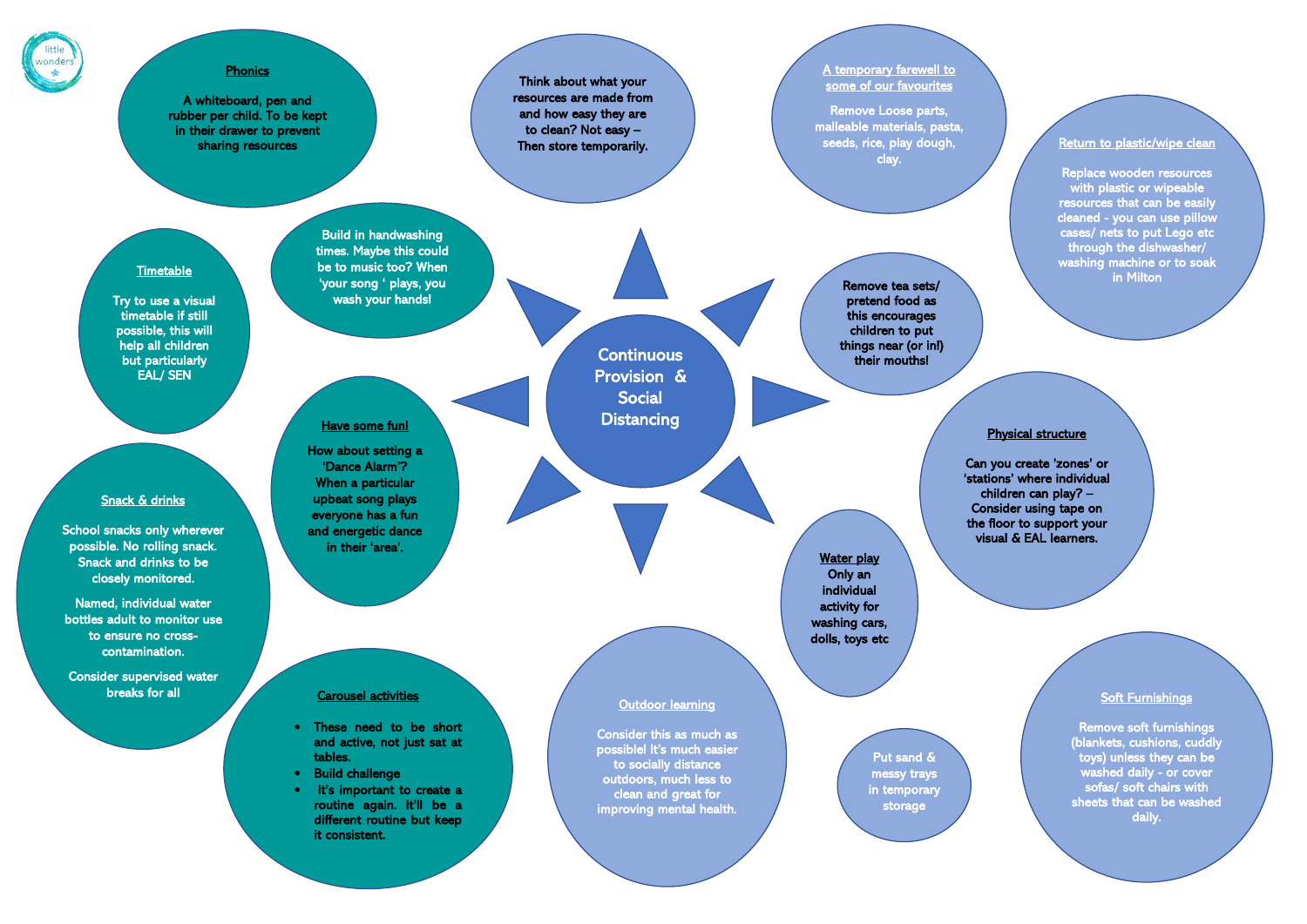# Continuous Provision & Social Distancing

## Phonics

A whiteboard, pen and rubber per child. To be kept in their drawer to prevent sharing resources

Think about what your resources are made from and how easy they are to clean? Not easy – Then store temporarily.

## A temporary farewell to some of our favourites

Remove Loose parts, malleable materials, pasta, seeds, rice, play dough, clay.

## Return to plastic/wipe clean

Replace wooden resources with plastic or wipeable resources that can be easily cleaned - you can use pillow cases/ nets to put Lego etc through the dishwasher/ washing machine or to soak in Milton

Build in handwashing times. Maybe this could be to music too? When 'your song ' plays, you wash your hands!

## Timetable

Try to use a visual timetable if still possible, this will help all children but particularly EAL/ SEN

Remove tea sets/ pretend food as this encourages children to put things near (or in!) their mouths!

## Have some fun!

How about setting a 'Dance Alarm'? When a particular upbeat song plays everyone has a fun and energetic dance in their 'area'.

## Physical structure

Can you create 'zones' or 'stations' where individual children can play? – Consider using tape on the floor to support your visual & EAL learners.

## Snack & drinks

School snacks only wherever possible. No rolling snack. Snack and drinks to be closely monitored.

Named, individual water bottles adult to monitor use to ensure no cross-contamination.

Consider supervised water breaks for all

## Water play

Only an individual activity for washing cars, dolls, toys etc

## Carousel activities

- These need to be short and active, not just sat at tables.
- Build challenge
- It's important to create a routine again. It'll be a different routine but keep it consistent.

## Outdoor learning

Consider this as much as possible! It's much easier to socially distance outdoors, much less to clean and great for improving mental health.

Put sand & messy trays in temporary storage

## Soft Furnishings

Remove soft furnishings (blankets, cushions, cuddly toys) unless they can be washed daily - or cover sofas/ soft chairs with sheets that can be washed daily.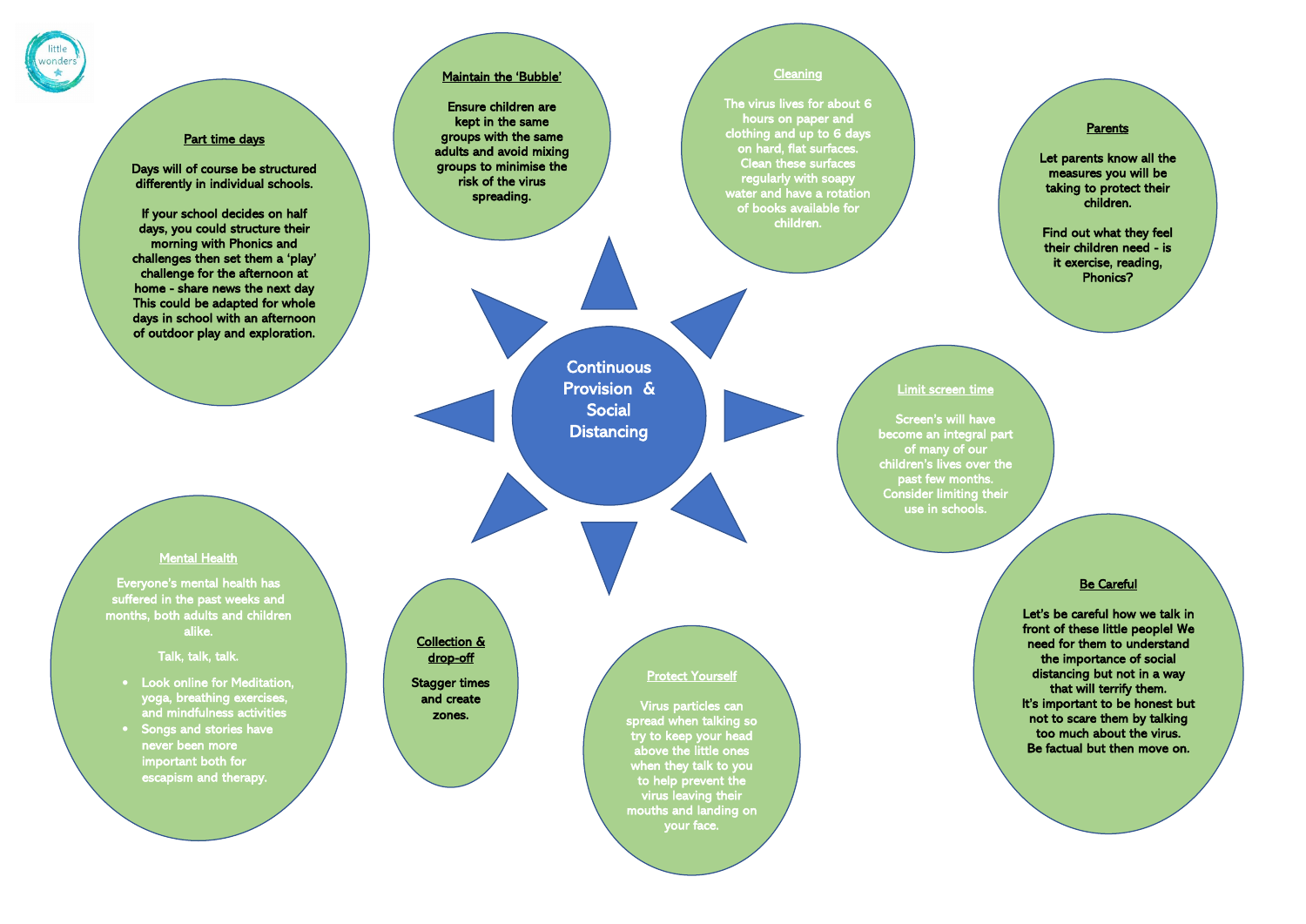little wonders

# Continuous Provision & Social Distancing

## Part time days

Days will of course be structured differently in individual schools.

If your school decides on half days, you could structure their morning with Phonics and challenges then set them a 'play' challenge for the afternoon at home - share news the next day This could be adapted for whole days in school with an afternoon of outdoor play and exploration.

## Maintain the 'Bubble'

Ensure children are kept in the same groups with the same adults and avoid mixing groups to minimise the risk of the virus spreading.

## Cleaning

The virus lives for about 6 hours on paper and clothing and up to 6 days on hard, flat surfaces. Clean these surfaces regularly with soapy water and have a rotation of books available for children.

## Parents

Let parents know all the measures you will be taking to protect their children.

Find out what they feel their children need - is it exercise, reading, Phonics?

## Limit screen time

Screen's will have become an integral part of many of our children's lives over the past few months. Consider limiting their use in schools.

## Be Careful

Let's be careful how we talk in front of these little people! We need for them to understand the importance of social distancing but not in a way that will terrify them.
It's important to be honest but not to scare them by talking too much about the virus.
Be factual but then move on.

## Protect Yourself

Virus particles can spread when talking so try to keep your head above the little ones when they talk to you to help prevent the virus leaving their mouths and landing on your face.

## Collection & drop-off

Stagger times and create zones.

## Mental Health

Everyone's mental health has suffered in the past weeks and months, both adults and children alike.

Talk, talk, talk.

- Look online for Meditation, yoga, breathing exercises, and mindfulness activities
- Songs and stories have never been more important both for escapism and therapy.